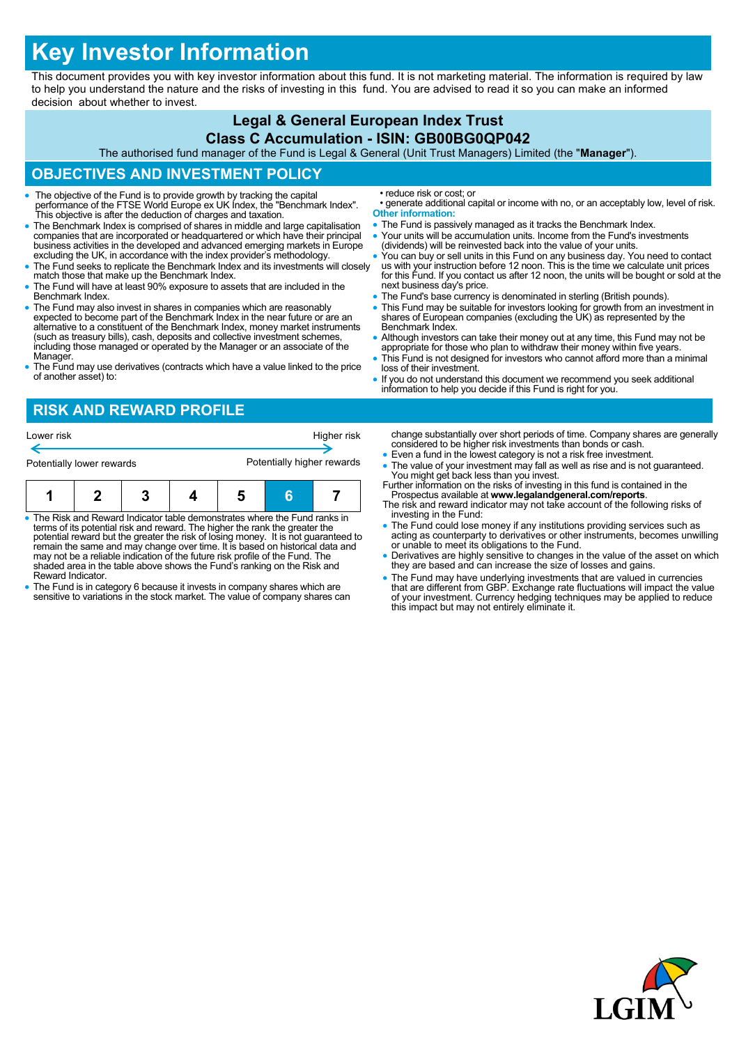# Key Investor Information

This document provides you with key investor information about this fund. It is not marketing material. The information is required by law to help you understand the nature and the risks of investing in this fund. You are advised to read it so you can make an informed decision about whether to invest.

## Legal & General European Index Trust

## Class C Accumulation - ISIN: GB00BG0QP042

The authorised fund manager of the Fund is Legal & General (Unit Trust Managers) Limited (the "**Manager**").

## OBJECTIVES AND INVESTMENT POLICY

- The objective of the Fund is to provide growth by tracking the capital performance of the FTSE World Europe ex UK Index, the "Benchmark Index". This objective is after the deduction of charges and taxation.
- The Benchmark Index is comprised of shares in middle and large capitalisation companies that are incorporated or headquartered or which have their principal business activities in the developed and advanced emerging markets in Europe excluding the UK, in accordance with the index provider's methodology.
- The Fund seeks to replicate the Benchmark Index and its investments will closely match those that make up the Benchmark Index.
- The Fund will have at least 90% exposure to assets that are included in the Benchmark Index.
- The Fund may also invest in shares in companies which are reasonably expected to become part of the Benchmark Index in the near future or are an alternative to a constituent of the Benchmark Index, money market instruments (such as treasury bills), cash, deposits and collective investment schemes, including those managed or operated by the Manager or an associate of the Manager.
- The Fund may use derivatives (contracts which have a value linked to the price of another asset) to:
  - reduce risk or cost; or
  - generate additional capital or income with no, or an acceptably low, level of risk.

**Other information:**

- The Fund is passively managed as it tracks the Benchmark Index.
- Your units will be accumulation units. Income from the Fund's investments (dividends) will be reinvested back into the value of your units.
- You can buy or sell units in this Fund on any business day. You need to contact us with your instruction before 12 noon. This is the time we calculate unit prices for this Fund. If you contact us after 12 noon, the units will be bought or sold at the next business day's price.
- The Fund's base currency is denominated in sterling (British pounds).
- This Fund may be suitable for investors looking for growth from an investment in shares of European companies (excluding the UK) as represented by the Benchmark Index.
- Although investors can take their money out at any time, this Fund may not be appropriate for those who plan to withdraw their money within five years.
- This Fund is not designed for investors who cannot afford more than a minimal loss of their investment.
- If you do not understand this document we recommend you seek additional information to help you decide if this Fund is right for you.

## RISK AND REWARD PROFILE

| Lower risk | | | | | | Higher risk |
|---|---|---|---|---|---|---|
| Potentially lower rewards | | | | | | Potentially higher rewards |
| 1 | 2 | 3 | 4 | 5 | **6** | 7 |

- The Risk and Reward Indicator table demonstrates where the Fund ranks in terms of its potential risk and reward. The higher the rank the greater the potential reward but the greater the risk of losing money. It is not guaranteed to remain the same and may change over time. It is based on historical data and may not be a reliable indication of the future risk profile of the Fund. The shaded area in the table above shows the Fund's ranking on the Risk and Reward Indicator.
- The Fund is in category 6 because it invests in company shares which are sensitive to variations in the stock market. The value of company shares can change substantially over short periods of time. Company shares are generally considered to be higher risk investments than bonds or cash.
- Even a fund in the lowest category is not a risk free investment.
- The value of your investment may fall as well as rise and is not guaranteed. You might get back less than you invest.

Further information on the risks of investing in this fund is contained in the Prospectus available at **www.legalandgeneral.com/reports**.

The risk and reward indicator may not take account of the following risks of investing in the Fund:

- The Fund could lose money if any institutions providing services such as acting as counterparty to derivatives or other instruments, becomes unwilling or unable to meet its obligations to the Fund.
- Derivatives are highly sensitive to changes in the value of the asset on which they are based and can increase the size of losses and gains.
- The Fund may have underlying investments that are valued in currencies that are different from GBP. Exchange rate fluctuations will impact the value of your investment. Currency hedging techniques may be applied to reduce this impact but may not entirely eliminate it.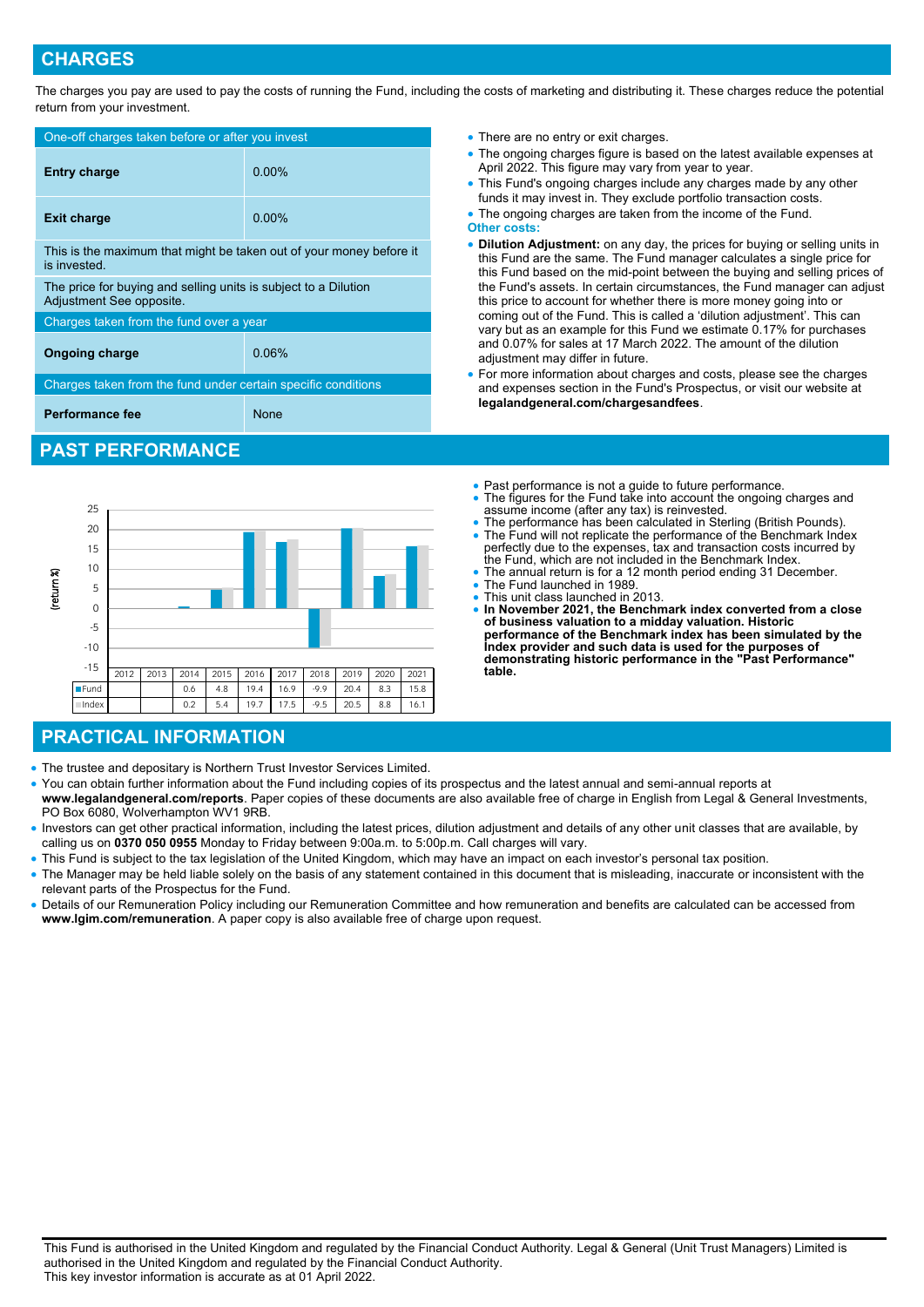## CHARGES

The charges you pay are used to pay the costs of running the Fund, including the costs of marketing and distributing it. These charges reduce the potential return from your investment.

| One-off charges taken before or after you invest | |
|---|---|
| **Entry charge** | 0.00% |
| **Exit charge** | 0.00% |
| This is the maximum that might be taken out of your money before it is invested. | |
| The price for buying and selling units is subject to a Dilution Adjustment See opposite. | |
| **Charges taken from the fund over a year** | |
| **Ongoing charge** | 0.06% |
| **Charges taken from the fund under certain specific conditions** | |
| **Performance fee** | None |

- There are no entry or exit charges.
- The ongoing charges figure is based on the latest available expenses at April 2022. This figure may vary from year to year.
- This Fund's ongoing charges include any charges made by any other funds it may invest in. They exclude portfolio transaction costs.
- The ongoing charges are taken from the income of the Fund.

**Other costs:**

- **Dilution Adjustment:** on any day, the prices for buying or selling units in this Fund are the same. The Fund manager calculates a single price for this Fund based on the mid-point between the buying and selling prices of the Fund's assets. In certain circumstances, the Fund manager can adjust this price to account for whether there is more money going into or coming out of the Fund. This is called a 'dilution adjustment'. This can vary but as an example for this Fund we estimate 0.17% for purchases and 0.07% for sales at 17 March 2022. The amount of the dilution adjustment may differ in future.
- For more information about charges and costs, please see the charges and expenses section in the Fund's Prospectus, or visit our website at **legalandgeneral.com/chargesandfees**.

## PAST PERFORMANCE

(return %)

25
20
15
10
5
0
-5
-10
-15

2012 2013 2014 2015 2016 2017 2018 2019 2020 2021

Fund: 0.6 4.8 19.4 16.9 -9.9 20.4 8.3 15.8

Index: 0.2 5.4 19.7 17.5 -9.5 20.5 8.8 16.1

- Past performance is not a guide to future performance.
- The figures for the Fund take into account the ongoing charges and assume income (after any tax) is reinvested.
- The performance has been calculated in Sterling (British Pounds).
- The Fund will not replicate the performance of the Benchmark Index perfectly due to the expenses, tax and transaction costs incurred by the Fund, which are not included in the Benchmark Index.
- The annual return is for a 12 month period ending 31 December.
- The Fund launched in 1989.
- This unit class launched in 2013.
- **In November 2021, the Benchmark index converted from a close of business valuation to a midday valuation. Historic performance of the Benchmark index has been simulated by the Index provider and such data is used for the purposes of demonstrating historic performance in the "Past Performance" table.**

## PRACTICAL INFORMATION

- The trustee and depositary is Northern Trust Investor Services Limited.
- You can obtain further information about the Fund including copies of its prospectus and the latest annual and semi-annual reports at **www.legalandgeneral.com/reports**. Paper copies of these documents are also available free of charge in English from Legal & General Investments, PO Box 6080, Wolverhampton WV1 9RB.
- Investors can get other practical information, including the latest prices, dilution adjustment and details of any other unit classes that are available, by calling us on **0370 050 0955** Monday to Friday between 9:00a.m. to 5:00p.m. Call charges will vary.
- This Fund is subject to the tax legislation of the United Kingdom, which may have an impact on each investor's personal tax position.
- The Manager may be held liable solely on the basis of any statement contained in this document that is misleading, inaccurate or inconsistent with the relevant parts of the Prospectus for the Fund.
- Details of our Remuneration Policy including our Remuneration Committee and how remuneration and benefits are calculated can be accessed from **www.lgim.com/remuneration**. A paper copy is also available free of charge upon request.

This Fund is authorised in the United Kingdom and regulated by the Financial Conduct Authority. Legal & General (Unit Trust Managers) Limited is authorised in the United Kingdom and regulated by the Financial Conduct Authority.
This key investor information is accurate as at 01 April 2022.